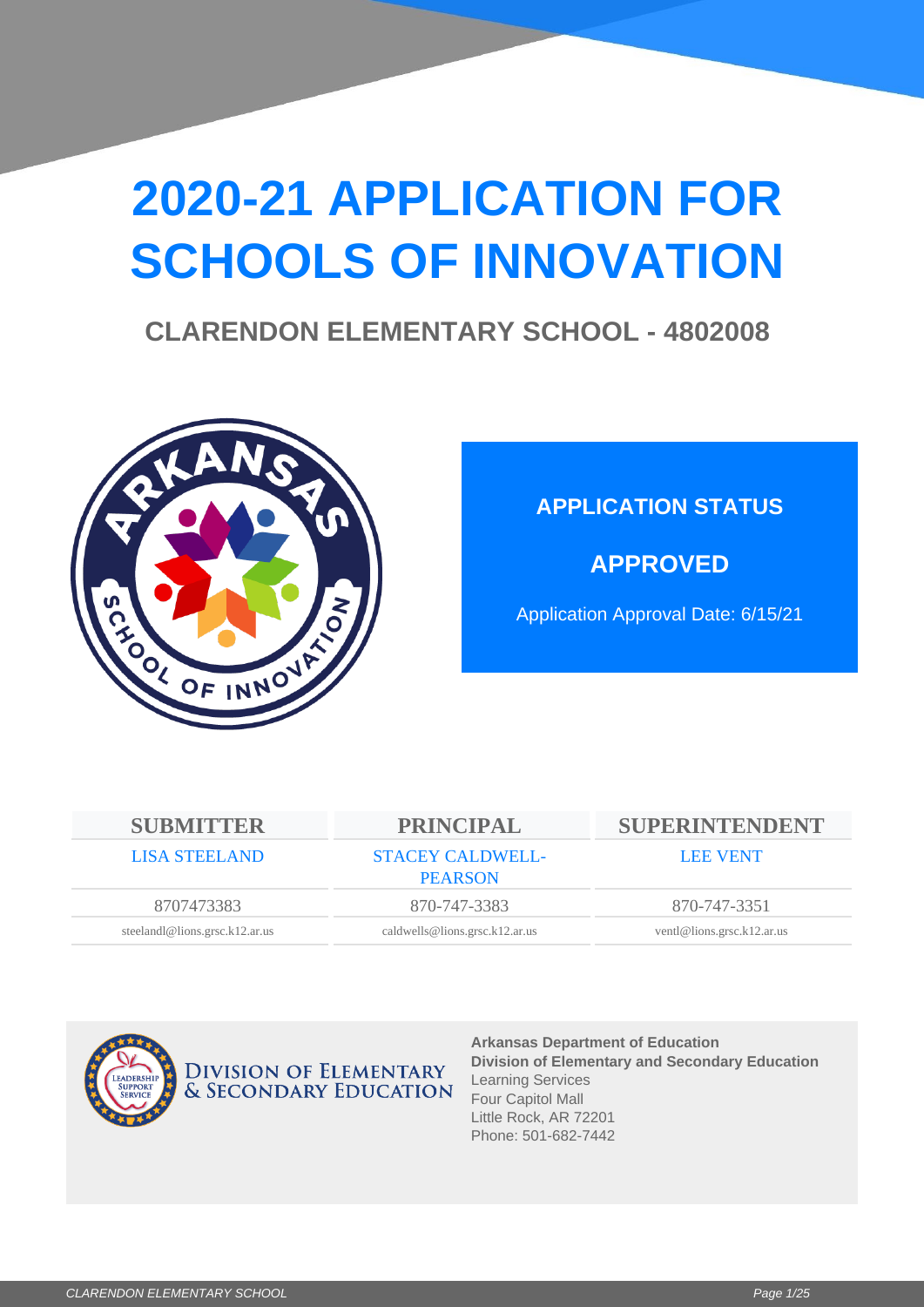# 2020-21 APPLICATION FOR SCHOOLS OF INNOVATION

## CLARENDON ELEMENTARY SCHOOL - 4802008

### APPLICATION STATUS

**APPROVED**

Application Approval Date: 6/15/21

| SUBMITTER | PRINCIPAL | SUPERINTENDENT |
|---|---|---|
| LISA STEELAND | STACEY CALDWELL-PEARSON | LEE VENT |
| 8707473383 | 870-747-3383 | 870-747-3351 |
| steelandl@lions.grsc.k12.ar.us | caldwells@lions.grsc.k12.ar.us | ventl@lions.grsc.k12.ar.us |

DIVISION OF ELEMENTARY & SECONDARY EDUCATION

**Arkansas Department of Education**
**Division of Elementary and Secondary Education**
Learning Services
Four Capitol Mall
Little Rock, AR 72201
Phone: 501-682-7442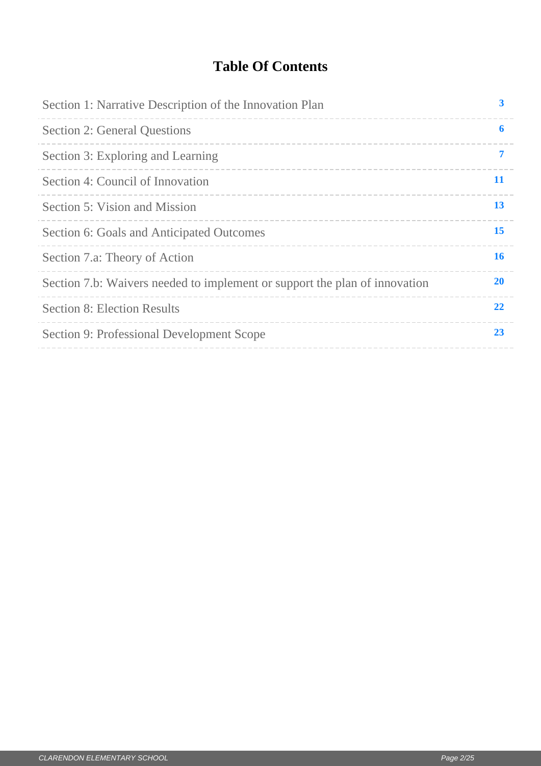# Table Of Contents

| Section | Page |
|---|---|
| Section 1: Narrative Description of the Innovation Plan | 3 |
| Section 2: General Questions | 6 |
| Section 3: Exploring and Learning | 7 |
| Section 4: Council of Innovation | 11 |
| Section 5: Vision and Mission | 13 |
| Section 6: Goals and Anticipated Outcomes | 15 |
| Section 7.a: Theory of Action | 16 |
| Section 7.b: Waivers needed to implement or support the plan of innovation | 20 |
| Section 8: Election Results | 22 |
| Section 9: Professional Development Scope | 23 |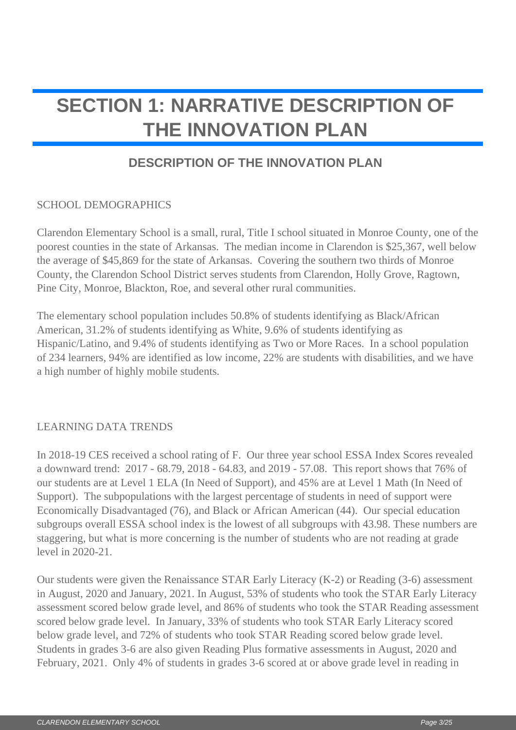# SECTION 1: NARRATIVE DESCRIPTION OF THE INNOVATION PLAN

## DESCRIPTION OF THE INNOVATION PLAN

SCHOOL DEMOGRAPHICS

Clarendon Elementary School is a small, rural, Title I school situated in Monroe County, one of the poorest counties in the state of Arkansas. The median income in Clarendon is $25,367, well below the average of $45,869 for the state of Arkansas. Covering the southern two thirds of Monroe County, the Clarendon School District serves students from Clarendon, Holly Grove, Ragtown, Pine City, Monroe, Blackton, Roe, and several other rural communities.

The elementary school population includes 50.8% of students identifying as Black/African American, 31.2% of students identifying as White, 9.6% of students identifying as Hispanic/Latino, and 9.4% of students identifying as Two or More Races. In a school population of 234 learners, 94% are identified as low income, 22% are students with disabilities, and we have a high number of highly mobile students.

LEARNING DATA TRENDS

In 2018-19 CES received a school rating of F. Our three year school ESSA Index Scores revealed a downward trend: 2017 - 68.79, 2018 - 64.83, and 2019 - 57.08. This report shows that 76% of our students are at Level 1 ELA (In Need of Support), and 45% are at Level 1 Math (In Need of Support). The subpopulations with the largest percentage of students in need of support were Economically Disadvantaged (76), and Black or African American (44). Our special education subgroups overall ESSA school index is the lowest of all subgroups with 43.98. These numbers are staggering, but what is more concerning is the number of students who are not reading at grade level in 2020-21.

Our students were given the Renaissance STAR Early Literacy (K-2) or Reading (3-6) assessment in August, 2020 and January, 2021. In August, 53% of students who took the STAR Early Literacy assessment scored below grade level, and 86% of students who took the STAR Reading assessment scored below grade level. In January, 33% of students who took STAR Early Literacy scored below grade level, and 72% of students who took STAR Reading scored below grade level. Students in grades 3-6 are also given Reading Plus formative assessments in August, 2020 and February, 2021. Only 4% of students in grades 3-6 scored at or above grade level in reading in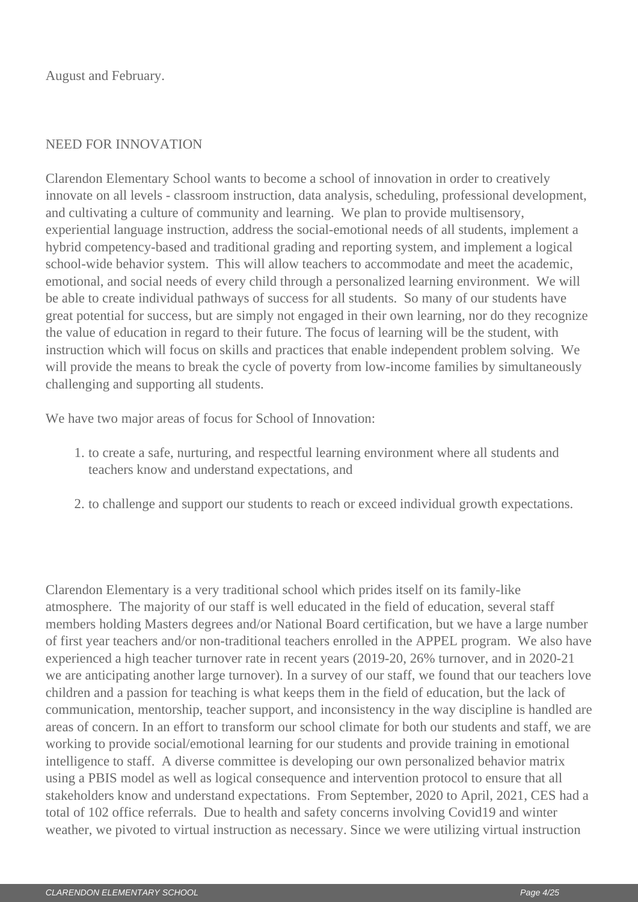August and February.

## NEED FOR INNOVATION

Clarendon Elementary School wants to become a school of innovation in order to creatively innovate on all levels - classroom instruction, data analysis, scheduling, professional development, and cultivating a culture of community and learning. We plan to provide multisensory, experiential language instruction, address the social-emotional needs of all students, implement a hybrid competency-based and traditional grading and reporting system, and implement a logical school-wide behavior system. This will allow teachers to accommodate and meet the academic, emotional, and social needs of every child through a personalized learning environment. We will be able to create individual pathways of success for all students. So many of our students have great potential for success, but are simply not engaged in their own learning, nor do they recognize the value of education in regard to their future. The focus of learning will be the student, with instruction which will focus on skills and practices that enable independent problem solving. We will provide the means to break the cycle of poverty from low-income families by simultaneously challenging and supporting all students.

We have two major areas of focus for School of Innovation:

1. to create a safe, nurturing, and respectful learning environment where all students and teachers know and understand expectations, and
2. to challenge and support our students to reach or exceed individual growth expectations.

Clarendon Elementary is a very traditional school which prides itself on its family-like atmosphere. The majority of our staff is well educated in the field of education, several staff members holding Masters degrees and/or National Board certification, but we have a large number of first year teachers and/or non-traditional teachers enrolled in the APPEL program. We also have experienced a high teacher turnover rate in recent years (2019-20, 26% turnover, and in 2020-21 we are anticipating another large turnover). In a survey of our staff, we found that our teachers love children and a passion for teaching is what keeps them in the field of education, but the lack of communication, mentorship, teacher support, and inconsistency in the way discipline is handled are areas of concern. In an effort to transform our school climate for both our students and staff, we are working to provide social/emotional learning for our students and provide training in emotional intelligence to staff. A diverse committee is developing our own personalized behavior matrix using a PBIS model as well as logical consequence and intervention protocol to ensure that all stakeholders know and understand expectations. From September, 2020 to April, 2021, CES had a total of 102 office referrals. Due to health and safety concerns involving Covid19 and winter weather, we pivoted to virtual instruction as necessary. Since we were utilizing virtual instruction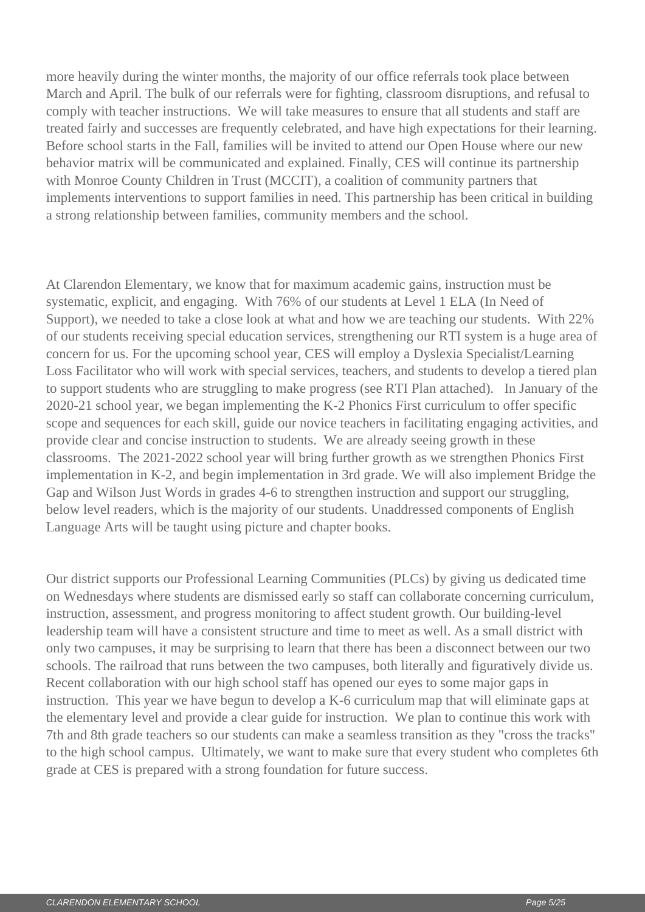more heavily during the winter months, the majority of our office referrals took place between March and April. The bulk of our referrals were for fighting, classroom disruptions, and refusal to comply with teacher instructions. We will take measures to ensure that all students and staff are treated fairly and successes are frequently celebrated, and have high expectations for their learning. Before school starts in the Fall, families will be invited to attend our Open House where our new behavior matrix will be communicated and explained. Finally, CES will continue its partnership with Monroe County Children in Trust (MCCIT), a coalition of community partners that implements interventions to support families in need. This partnership has been critical in building a strong relationship between families, community members and the school.

At Clarendon Elementary, we know that for maximum academic gains, instruction must be systematic, explicit, and engaging. With 76% of our students at Level 1 ELA (In Need of Support), we needed to take a close look at what and how we are teaching our students. With 22% of our students receiving special education services, strengthening our RTI system is a huge area of concern for us. For the upcoming school year, CES will employ a Dyslexia Specialist/Learning Loss Facilitator who will work with special services, teachers, and students to develop a tiered plan to support students who are struggling to make progress (see RTI Plan attached). In January of the 2020-21 school year, we began implementing the K-2 Phonics First curriculum to offer specific scope and sequences for each skill, guide our novice teachers in facilitating engaging activities, and provide clear and concise instruction to students. We are already seeing growth in these classrooms. The 2021-2022 school year will bring further growth as we strengthen Phonics First implementation in K-2, and begin implementation in 3rd grade. We will also implement Bridge the Gap and Wilson Just Words in grades 4-6 to strengthen instruction and support our struggling, below level readers, which is the majority of our students. Unaddressed components of English Language Arts will be taught using picture and chapter books.

Our district supports our Professional Learning Communities (PLCs) by giving us dedicated time on Wednesdays where students are dismissed early so staff can collaborate concerning curriculum, instruction, assessment, and progress monitoring to affect student growth. Our building-level leadership team will have a consistent structure and time to meet as well. As a small district with only two campuses, it may be surprising to learn that there has been a disconnect between our two schools. The railroad that runs between the two campuses, both literally and figuratively divide us. Recent collaboration with our high school staff has opened our eyes to some major gaps in instruction. This year we have begun to develop a K-6 curriculum map that will eliminate gaps at the elementary level and provide a clear guide for instruction. We plan to continue this work with 7th and 8th grade teachers so our students can make a seamless transition as they "cross the tracks" to the high school campus. Ultimately, we want to make sure that every student who completes 6th grade at CES is prepared with a strong foundation for future success.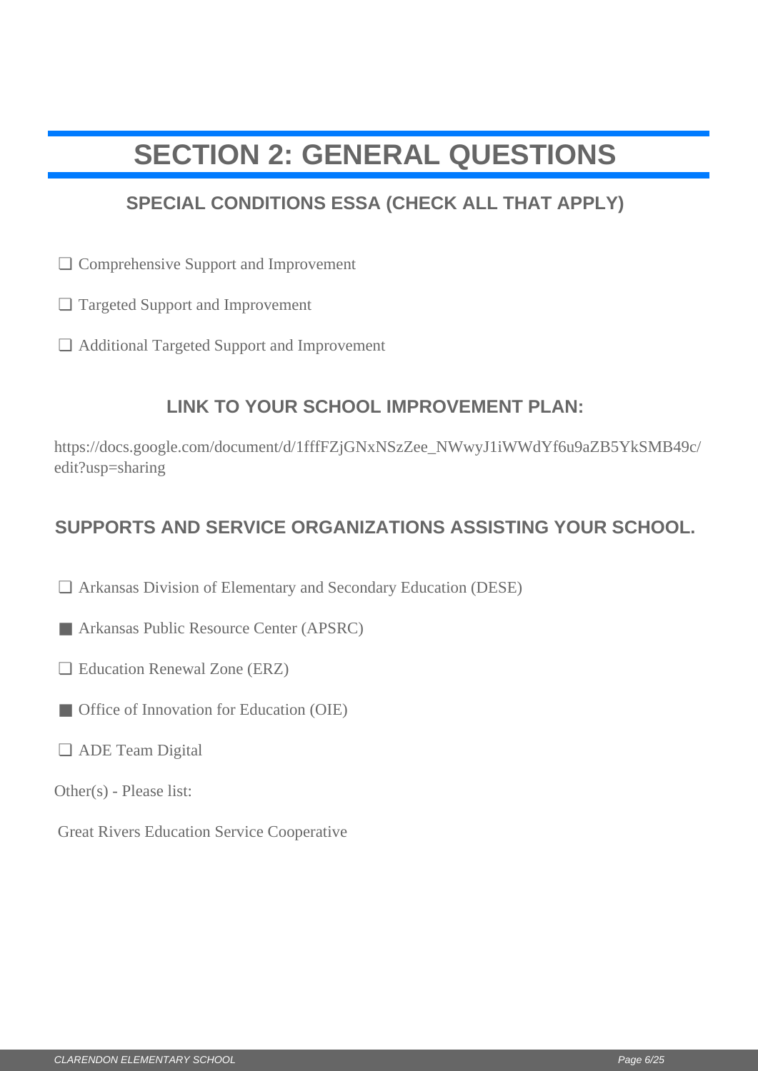# SECTION 2: GENERAL QUESTIONS

## SPECIAL CONDITIONS ESSA (CHECK ALL THAT APPLY)

- [ ] Comprehensive Support and Improvement
- [ ] Targeted Support and Improvement
- [ ] Additional Targeted Support and Improvement

## LINK TO YOUR SCHOOL IMPROVEMENT PLAN:

https://docs.google.com/document/d/1fffFZjGNxNSzZee_NWwyJ1iWWdYf6u9aZB5YkSMB49c/edit?usp=sharing

## SUPPORTS AND SERVICE ORGANIZATIONS ASSISTING YOUR SCHOOL.

- [ ] Arkansas Division of Elementary and Secondary Education (DESE)
- [x] Arkansas Public Resource Center (APSRC)
- [ ] Education Renewal Zone (ERZ)
- [x] Office of Innovation for Education (OIE)
- [ ] ADE Team Digital

Other(s) - Please list:

Great Rivers Education Service Cooperative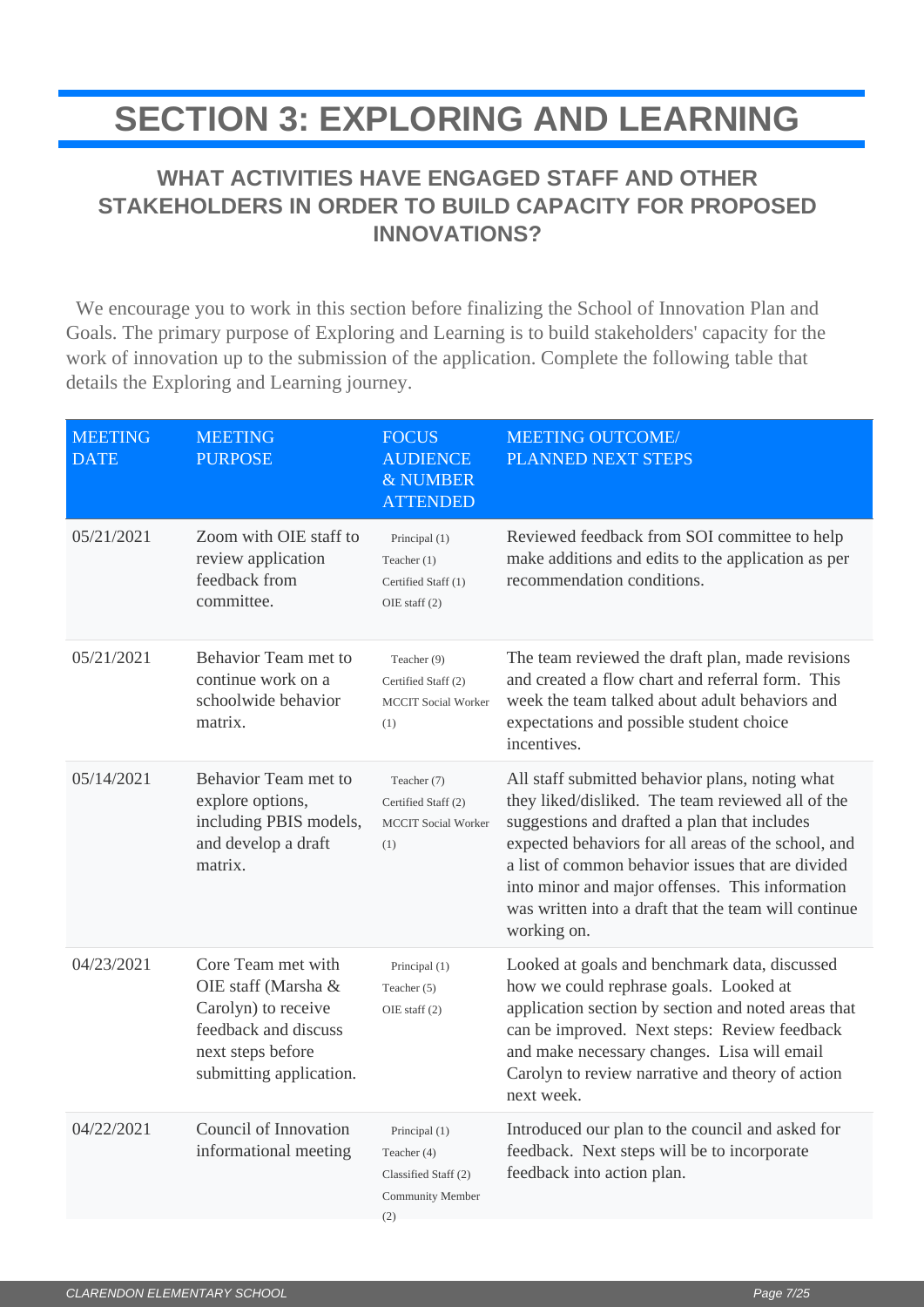# SECTION 3: EXPLORING AND LEARNING

### WHAT ACTIVITIES HAVE ENGAGED STAFF AND OTHER STAKEHOLDERS IN ORDER TO BUILD CAPACITY FOR PROPOSED INNOVATIONS?

We encourage you to work in this section before finalizing the School of Innovation Plan and Goals. The primary purpose of Exploring and Learning is to build stakeholders' capacity for the work of innovation up to the submission of the application. Complete the following table that details the Exploring and Learning journey.

| MEETING DATE | MEETING PURPOSE | FOCUS AUDIENCE & NUMBER ATTENDED | MEETING OUTCOME/ PLANNED NEXT STEPS |
|---|---|---|---|
| 05/21/2021 | Zoom with OIE staff to review application feedback from committee. | Principal (1)<br>Teacher (1)<br>Certified Staff (1)<br>OIE staff (2) | Reviewed feedback from SOI committee to help make additions and edits to the application as per recommendation conditions. |
| 05/21/2021 | Behavior Team met to continue work on a schoolwide behavior matrix. | Teacher (9)<br>Certified Staff (2)<br>MCCIT Social Worker (1) | The team reviewed the draft plan, made revisions and created a flow chart and referral form. This week the team talked about adult behaviors and expectations and possible student choice incentives. |
| 05/14/2021 | Behavior Team met to explore options, including PBIS models, and develop a draft matrix. | Teacher (7)<br>Certified Staff (2)<br>MCCIT Social Worker (1) | All staff submitted behavior plans, noting what they liked/disliked. The team reviewed all of the suggestions and drafted a plan that includes expected behaviors for all areas of the school, and a list of common behavior issues that are divided into minor and major offenses. This information was written into a draft that the team will continue working on. |
| 04/23/2021 | Core Team met with OIE staff (Marsha & Carolyn) to receive feedback and discuss next steps before submitting application. | Principal (1)<br>Teacher (5)<br>OIE staff (2) | Looked at goals and benchmark data, discussed how we could rephrase goals. Looked at application section by section and noted areas that can be improved. Next steps: Review feedback and make necessary changes. Lisa will email Carolyn to review narrative and theory of action next week. |
| 04/22/2021 | Council of Innovation informational meeting | Principal (1)<br>Teacher (4)<br>Classified Staff (2)<br>Community Member (2) | Introduced our plan to the council and asked for feedback. Next steps will be to incorporate feedback into action plan. |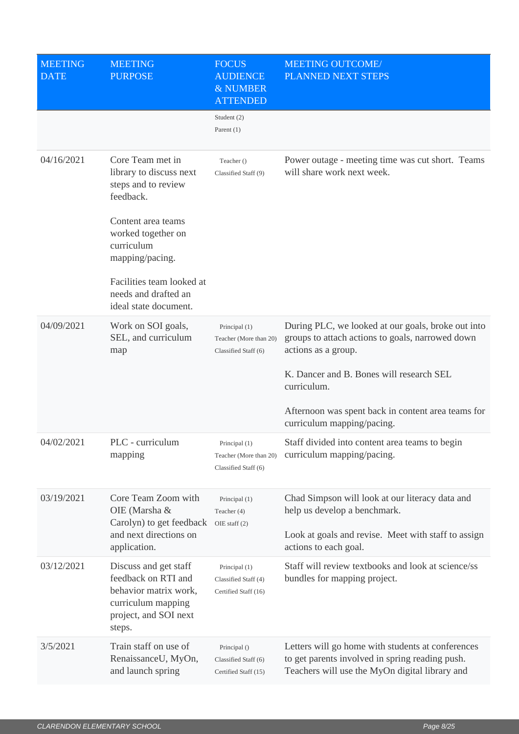| MEETING DATE | MEETING PURPOSE | FOCUS AUDIENCE & NUMBER ATTENDED | MEETING OUTCOME/ PLANNED NEXT STEPS |
|---|---|---|---|
| | | Student (2)<br>Parent (1) | |
| 04/16/2021 | Core Team met in library to discuss next steps and to review feedback.<br><br>Content area teams worked together on curriculum mapping/pacing.<br><br>Facilities team looked at needs and drafted an ideal state document. | Teacher ()<br>Classified Staff (9) | Power outage - meeting time was cut short. Teams will share work next week. |
| 04/09/2021 | Work on SOI goals, SEL, and curriculum map | Principal (1)<br>Teacher (More than 20)<br>Classified Staff (6) | During PLC, we looked at our goals, broke out into groups to attach actions to goals, narrowed down actions as a group.<br><br>K. Dancer and B. Bones will research SEL curriculum.<br><br>Afternoon was spent back in content area teams for curriculum mapping/pacing. |
| 04/02/2021 | PLC - curriculum mapping | Principal (1)<br>Teacher (More than 20)<br>Classified Staff (6) | Staff divided into content area teams to begin curriculum mapping/pacing. |
| 03/19/2021 | Core Team Zoom with OIE (Marsha & Carolyn) to get feedback and next directions on application. | Principal (1)<br>Teacher (4)<br>OIE staff (2) | Chad Simpson will look at our literacy data and help us develop a benchmark.<br><br>Look at goals and revise. Meet with staff to assign actions to each goal. |
| 03/12/2021 | Discuss and get staff feedback on RTI and behavior matrix work, curriculum mapping project, and SOI next steps. | Principal (1)<br>Classified Staff (4)<br>Certified Staff (16) | Staff will review textbooks and look at science/ss bundles for mapping project. |
| 3/5/2021 | Train staff on use of RenaissanceU, MyOn, and launch spring | Principal ()<br>Classified Staff (6)<br>Certified Staff (15) | Letters will go home with students at conferences to get parents involved in spring reading push. Teachers will use the MyOn digital library and |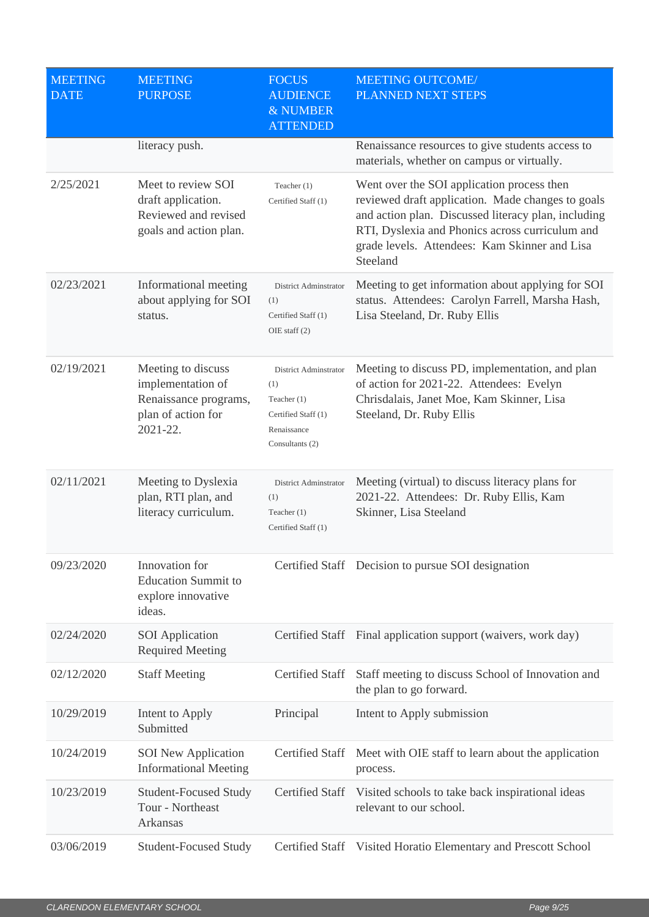| MEETING DATE | MEETING PURPOSE | FOCUS AUDIENCE & NUMBER ATTENDED | MEETING OUTCOME/ PLANNED NEXT STEPS |
|---|---|---|---|
| | literacy push. | | Renaissance resources to give students access to materials, whether on campus or virtually. |
| 2/25/2021 | Meet to review SOI draft application. Reviewed and revised goals and action plan. | Teacher (1) Certified Staff (1) | Went over the SOI application process then reviewed draft application. Made changes to goals and action plan. Discussed literacy plan, including RTI, Dyslexia and Phonics across curriculum and grade levels. Attendees: Kam Skinner and Lisa Steeland |
| 02/23/2021 | Informational meeting about applying for SOI status. | District Adminstrator (1) Certified Staff (1) OIE staff (2) | Meeting to get information about applying for SOI status. Attendees: Carolyn Farrell, Marsha Hash, Lisa Steeland, Dr. Ruby Ellis |
| 02/19/2021 | Meeting to discuss implementation of Renaissance programs, plan of action for 2021-22. | District Adminstrator (1) Teacher (1) Certified Staff (1) Renaissance Consultants (2) | Meeting to discuss PD, implementation, and plan of action for 2021-22. Attendees: Evelyn Chrisdalais, Janet Moe, Kam Skinner, Lisa Steeland, Dr. Ruby Ellis |
| 02/11/2021 | Meeting to Dyslexia plan, RTI plan, and literacy curriculum. | District Adminstrator (1) Teacher (1) Certified Staff (1) | Meeting (virtual) to discuss literacy plans for 2021-22. Attendees: Dr. Ruby Ellis, Kam Skinner, Lisa Steeland |
| 09/23/2020 | Innovation for Education Summit to explore innovative ideas. | Certified Staff | Decision to pursue SOI designation |
| 02/24/2020 | SOI Application Required Meeting | Certified Staff | Final application support (waivers, work day) |
| 02/12/2020 | Staff Meeting | Certified Staff | Staff meeting to discuss School of Innovation and the plan to go forward. |
| 10/29/2019 | Intent to Apply Submitted | Principal | Intent to Apply submission |
| 10/24/2019 | SOI New Application Informational Meeting | Certified Staff | Meet with OIE staff to learn about the application process. |
| 10/23/2019 | Student-Focused Study Tour - Northeast Arkansas | Certified Staff | Visited schools to take back inspirational ideas relevant to our school. |
| 03/06/2019 | Student-Focused Study | Certified Staff | Visited Horatio Elementary and Prescott School |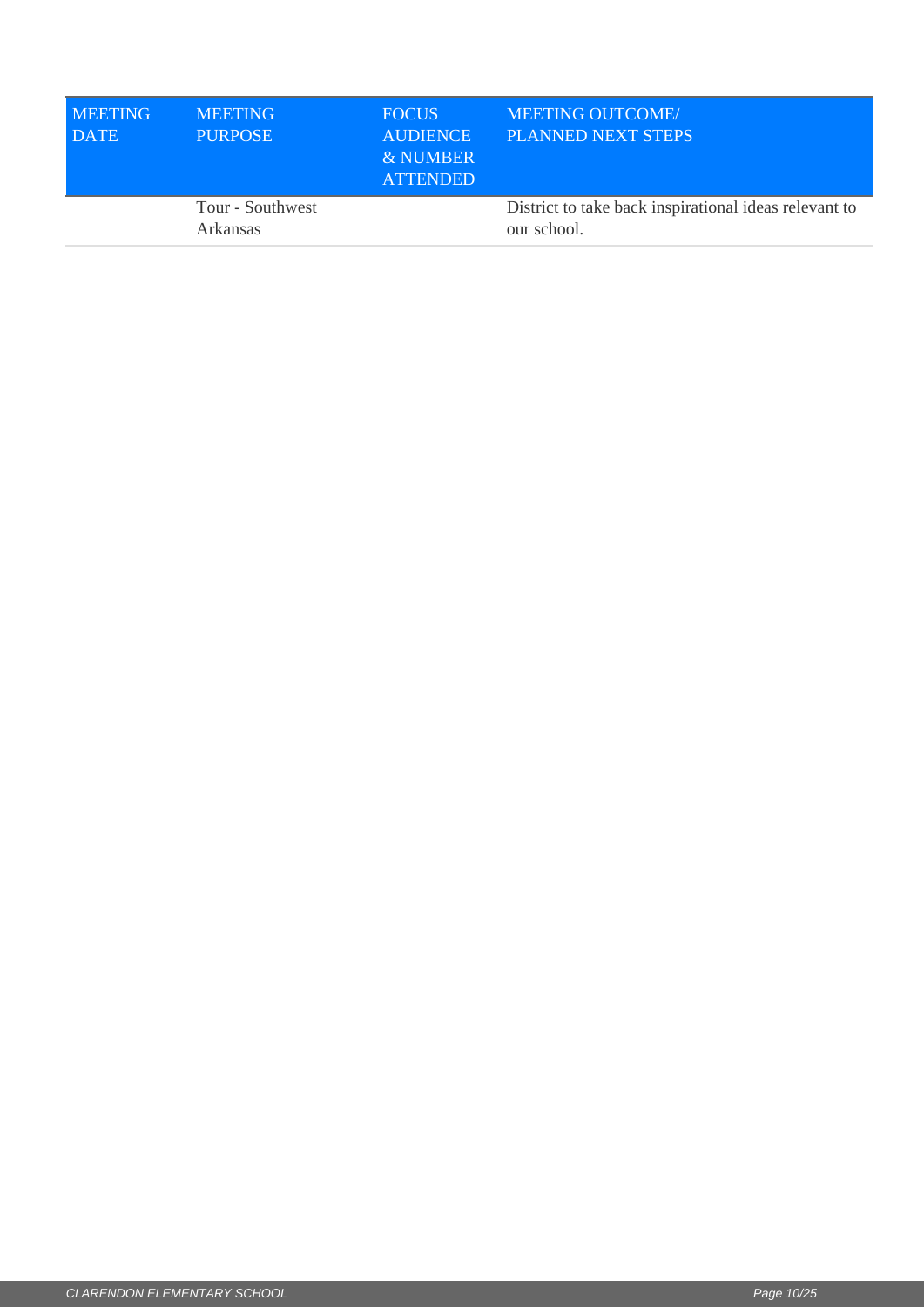| MEETING DATE | MEETING PURPOSE | FOCUS AUDIENCE & NUMBER ATTENDED | MEETING OUTCOME/ PLANNED NEXT STEPS |
|---|---|---|---|
| | Tour - Southwest Arkansas | | District to take back inspirational ideas relevant to our school. |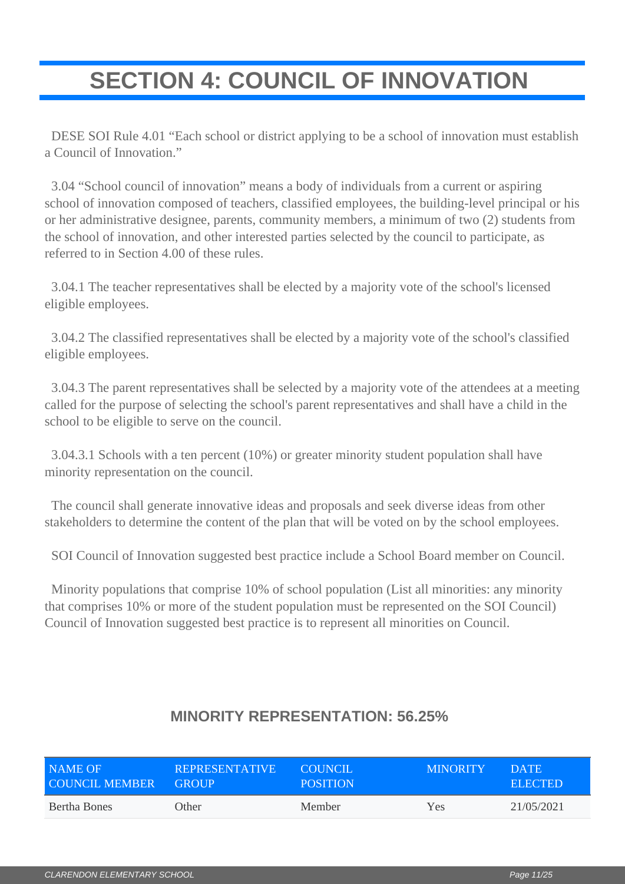# SECTION 4: COUNCIL OF INNOVATION

DESE SOI Rule 4.01 “Each school or district applying to be a school of innovation must establish a Council of Innovation.”

3.04 “School council of innovation” means a body of individuals from a current or aspiring school of innovation composed of teachers, classified employees, the building-level principal or his or her administrative designee, parents, community members, a minimum of two (2) students from the school of innovation, and other interested parties selected by the council to participate, as referred to in Section 4.00 of these rules.

3.04.1 The teacher representatives shall be elected by a majority vote of the school's licensed eligible employees.

3.04.2 The classified representatives shall be elected by a majority vote of the school's classified eligible employees.

3.04.3 The parent representatives shall be selected by a majority vote of the attendees at a meeting called for the purpose of selecting the school's parent representatives and shall have a child in the school to be eligible to serve on the council.

3.04.3.1 Schools with a ten percent (10%) or greater minority student population shall have minority representation on the council.

The council shall generate innovative ideas and proposals and seek diverse ideas from other stakeholders to determine the content of the plan that will be voted on by the school employees.

SOI Council of Innovation suggested best practice include a School Board member on Council.

Minority populations that comprise 10% of school population (List all minorities: any minority that comprises 10% or more of the student population must be represented on the SOI Council) Council of Innovation suggested best practice is to represent all minorities on Council.

### MINORITY REPRESENTATION: 56.25%

| NAME OF COUNCIL MEMBER | REPRESENTATIVE GROUP | COUNCIL POSITION | MINORITY | DATE ELECTED |
|---|---|---|---|---|
| Bertha Bones | Other | Member | Yes | 21/05/2021 |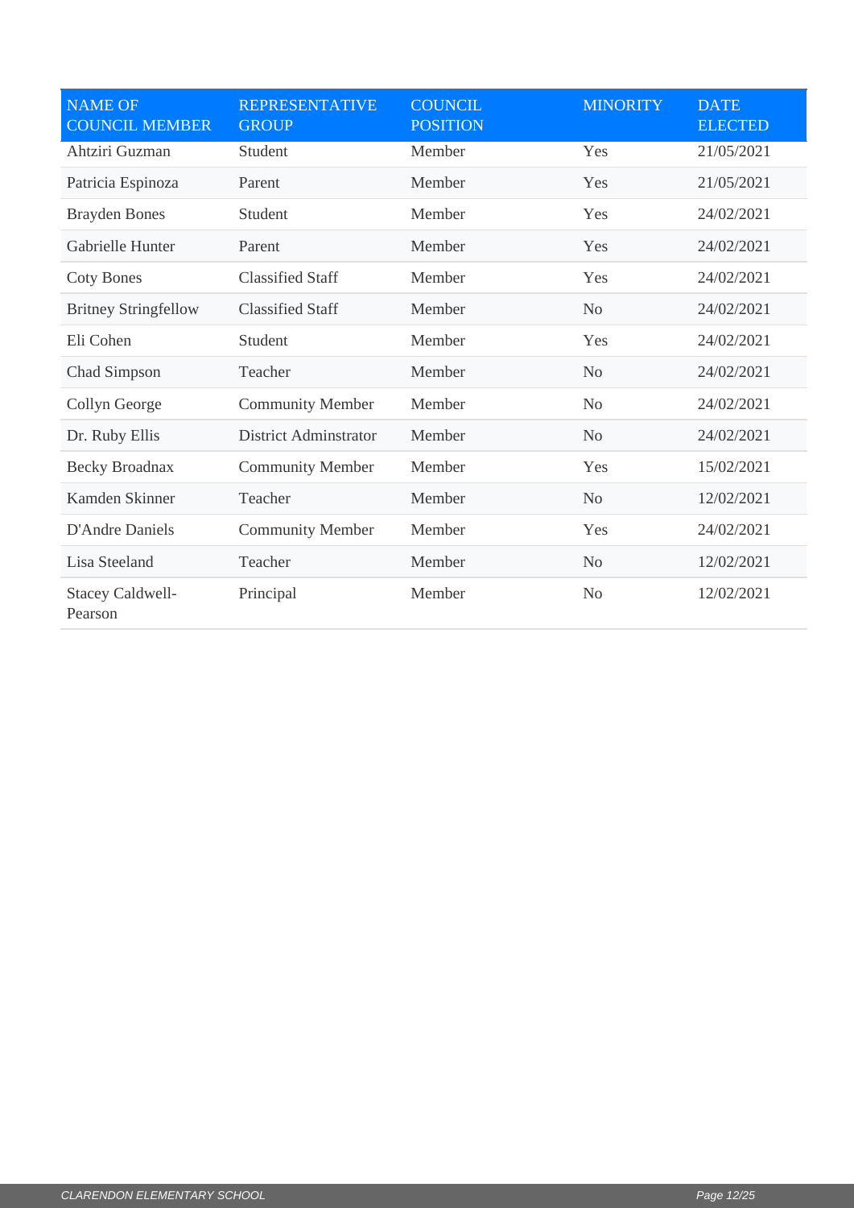| NAME OF COUNCIL MEMBER | REPRESENTATIVE GROUP | COUNCIL POSITION | MINORITY | DATE ELECTED |
|---|---|---|---|---|
| Ahtziri Guzman | Student | Member | Yes | 21/05/2021 |
| Patricia Espinoza | Parent | Member | Yes | 21/05/2021 |
| Brayden Bones | Student | Member | Yes | 24/02/2021 |
| Gabrielle Hunter | Parent | Member | Yes | 24/02/2021 |
| Coty Bones | Classified Staff | Member | Yes | 24/02/2021 |
| Britney Stringfellow | Classified Staff | Member | No | 24/02/2021 |
| Eli Cohen | Student | Member | Yes | 24/02/2021 |
| Chad Simpson | Teacher | Member | No | 24/02/2021 |
| Collyn George | Community Member | Member | No | 24/02/2021 |
| Dr. Ruby Ellis | District Adminstrator | Member | No | 24/02/2021 |
| Becky Broadnax | Community Member | Member | Yes | 15/02/2021 |
| Kamden Skinner | Teacher | Member | No | 12/02/2021 |
| D'Andre Daniels | Community Member | Member | Yes | 24/02/2021 |
| Lisa Steeland | Teacher | Member | No | 12/02/2021 |
| Stacey Caldwell-Pearson | Principal | Member | No | 12/02/2021 |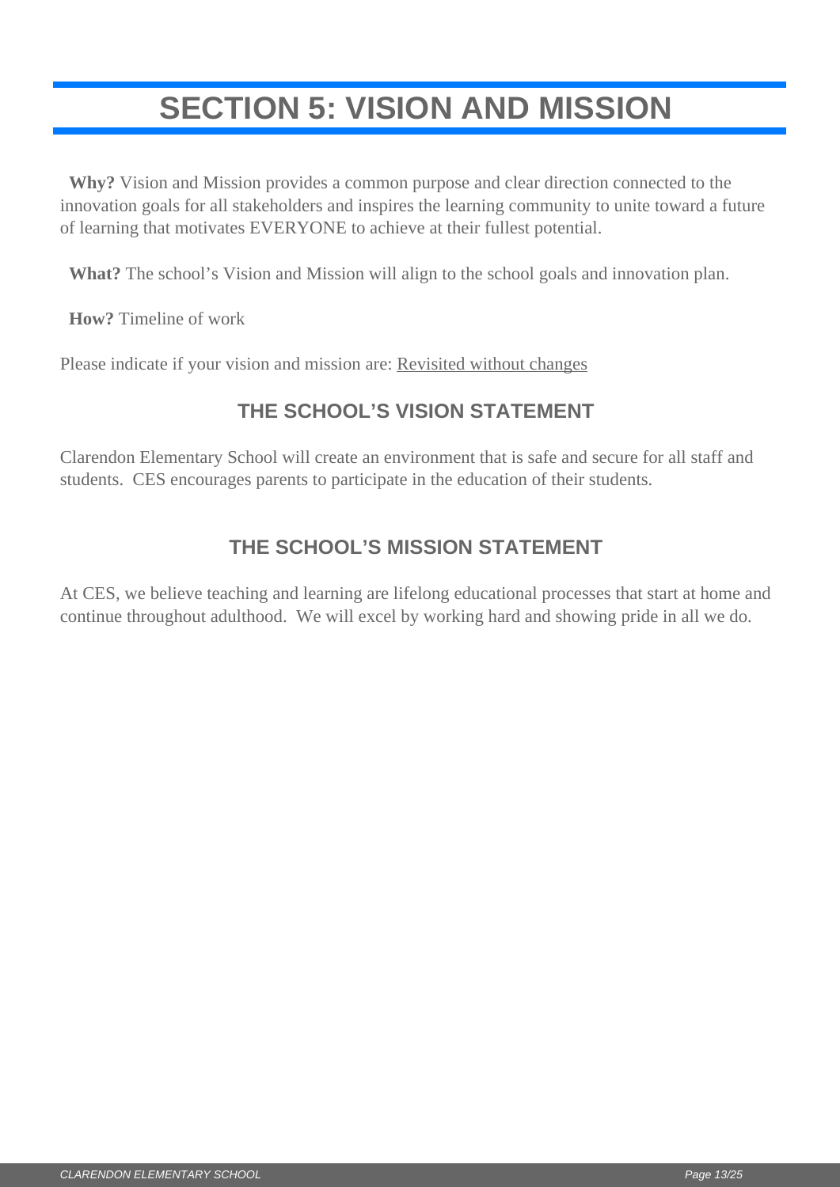# SECTION 5: VISION AND MISSION

**Why?** Vision and Mission provides a common purpose and clear direction connected to the innovation goals for all stakeholders and inspires the learning community to unite toward a future of learning that motivates EVERYONE to achieve at their fullest potential.

**What?** The school's Vision and Mission will align to the school goals and innovation plan.

**How?** Timeline of work

Please indicate if your vision and mission are: Revisited without changes

## THE SCHOOL'S VISION STATEMENT

Clarendon Elementary School will create an environment that is safe and secure for all staff and students. CES encourages parents to participate in the education of their students.

## THE SCHOOL'S MISSION STATEMENT

At CES, we believe teaching and learning are lifelong educational processes that start at home and continue throughout adulthood. We will excel by working hard and showing pride in all we do.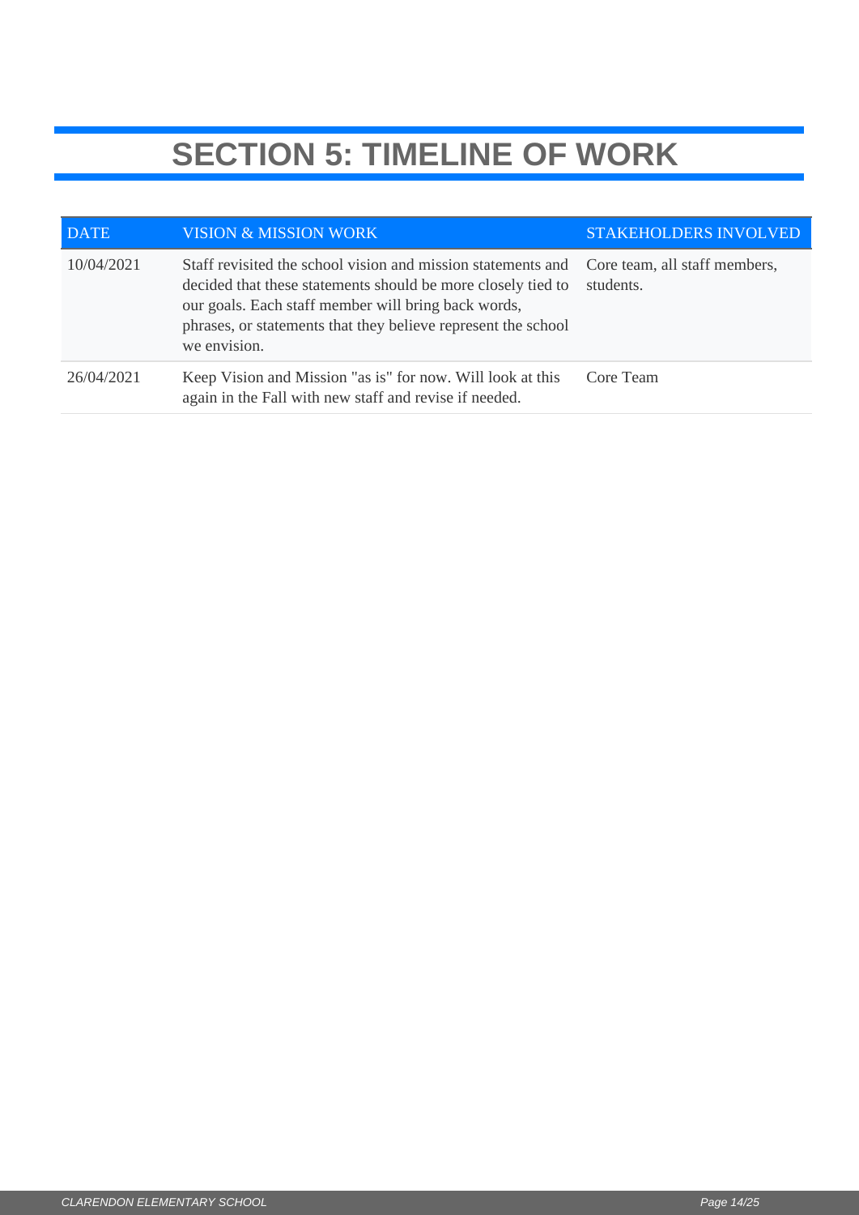# SECTION 5: TIMELINE OF WORK

| DATE | VISION & MISSION WORK | STAKEHOLDERS INVOLVED |
|---|---|---|
| 10/04/2021 | Staff revisited the school vision and mission statements and decided that these statements should be more closely tied to our goals. Each staff member will bring back words, phrases, or statements that they believe represent the school we envision. | Core team, all staff members, students. |
| 26/04/2021 | Keep Vision and Mission "as is" for now. Will look at this again in the Fall with new staff and revise if needed. | Core Team |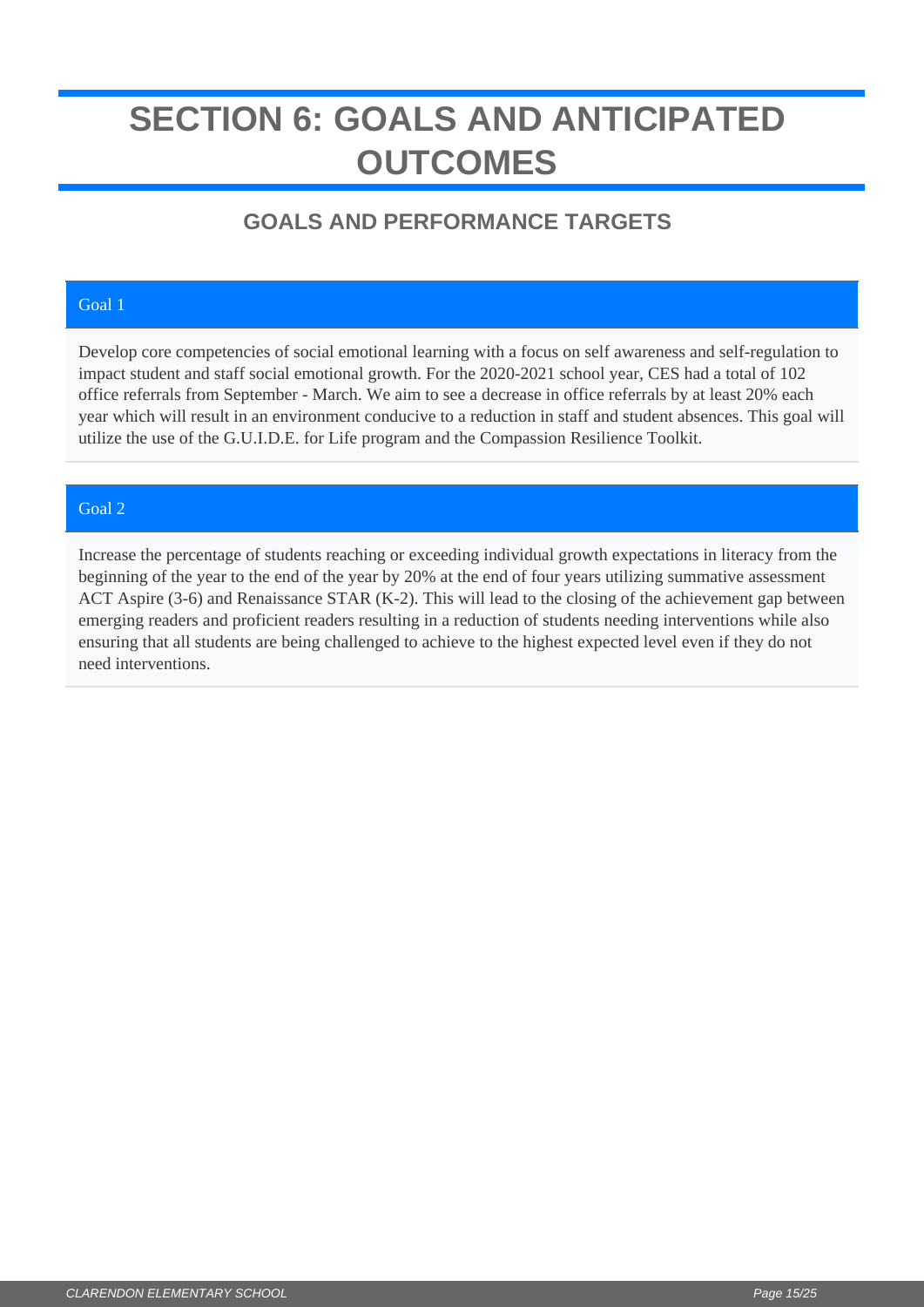# SECTION 6: GOALS AND ANTICIPATED OUTCOMES

## GOALS AND PERFORMANCE TARGETS

### Goal 1

Develop core competencies of social emotional learning with a focus on self awareness and self-regulation to impact student and staff social emotional growth. For the 2020-2021 school year, CES had a total of 102 office referrals from September - March. We aim to see a decrease in office referrals by at least 20% each year which will result in an environment conducive to a reduction in staff and student absences. This goal will utilize the use of the G.U.I.D.E. for Life program and the Compassion Resilience Toolkit.

### Goal 2

Increase the percentage of students reaching or exceeding individual growth expectations in literacy from the beginning of the year to the end of the year by 20% at the end of four years utilizing summative assessment ACT Aspire (3-6) and Renaissance STAR (K-2). This will lead to the closing of the achievement gap between emerging readers and proficient readers resulting in a reduction of students needing interventions while also ensuring that all students are being challenged to achieve to the highest expected level even if they do not need interventions.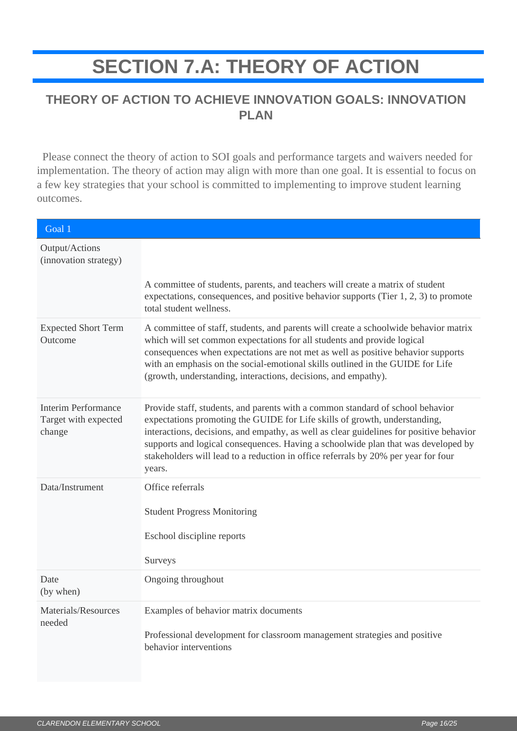# SECTION 7.A: THEORY OF ACTION

## THEORY OF ACTION TO ACHIEVE INNOVATION GOALS: INNOVATION PLAN

Please connect the theory of action to SOI goals and performance targets and waivers needed for implementation. The theory of action may align with more than one goal. It is essential to focus on a few key strategies that your school is committed to implementing to improve student learning outcomes.

| Goal 1 | |
|---|---|
| Output/Actions (innovation strategy) | A committee of students, parents, and teachers will create a matrix of student expectations, consequences, and positive behavior supports (Tier 1, 2, 3) to promote total student wellness. |
| Expected Short Term Outcome | A committee of staff, students, and parents will create a schoolwide behavior matrix which will set common expectations for all students and provide logical consequences when expectations are not met as well as positive behavior supports with an emphasis on the social-emotional skills outlined in the GUIDE for Life (growth, understanding, interactions, decisions, and empathy). |
| Interim Performance Target with expected change | Provide staff, students, and parents with a common standard of school behavior expectations promoting the GUIDE for Life skills of growth, understanding, interactions, decisions, and empathy, as well as clear guidelines for positive behavior supports and logical consequences. Having a schoolwide plan that was developed by stakeholders will lead to a reduction in office referrals by 20% per year for four years. |
| Data/Instrument | Office referrals<br><br>Student Progress Monitoring<br><br>Eschool discipline reports<br><br>Surveys |
| Date (by when) | Ongoing throughout |
| Materials/Resources needed | Examples of behavior matrix documents<br><br>Professional development for classroom management strategies and positive behavior interventions |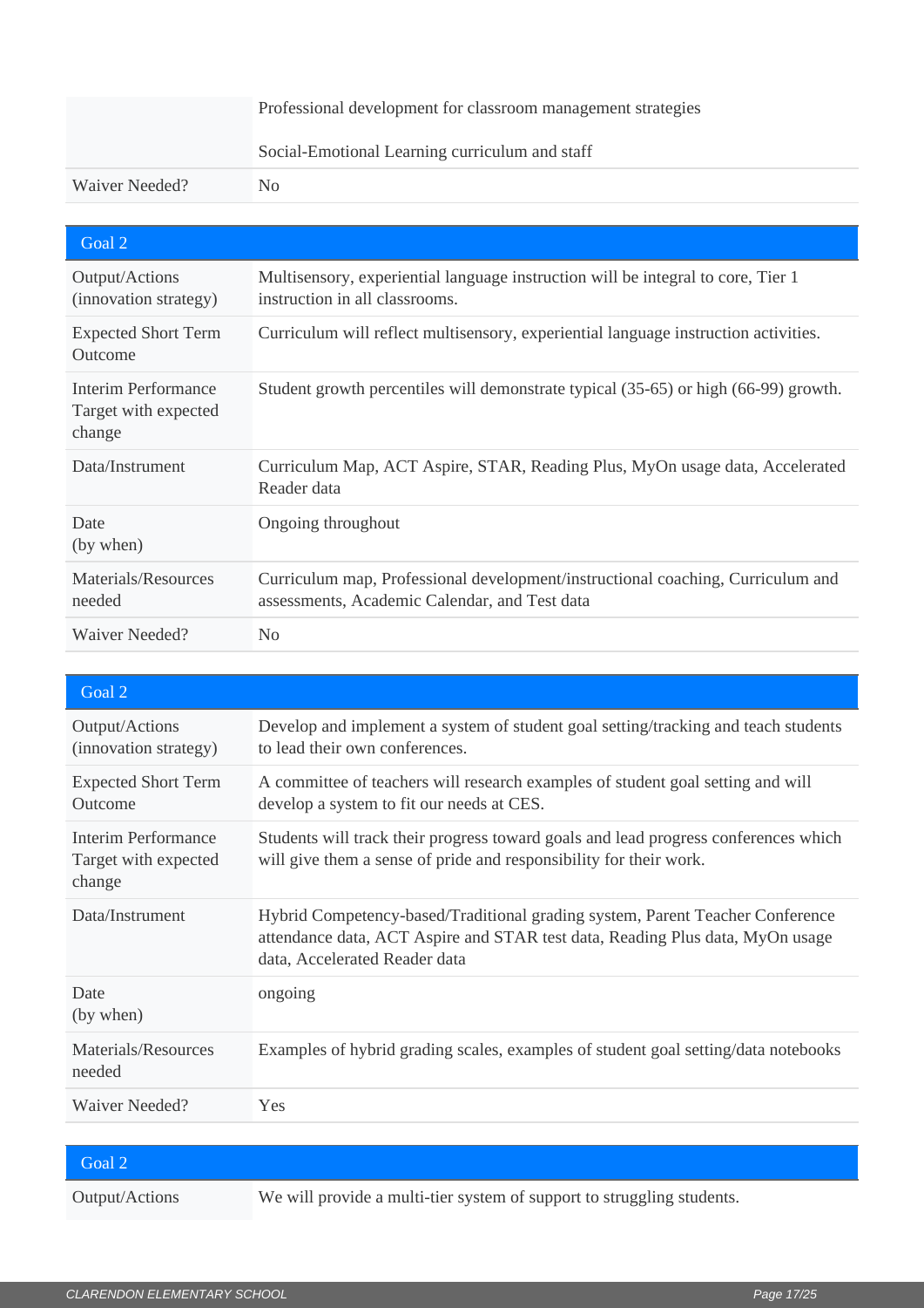| | |
|---|---|
| | Professional development for classroom management strategies<br><br>Social-Emotional Learning curriculum and staff |
| Waiver Needed? | No |

| Goal 2 | |
|---|---|
| Output/Actions (innovation strategy) | Multisensory, experiential language instruction will be integral to core, Tier 1 instruction in all classrooms. |
| Expected Short Term Outcome | Curriculum will reflect multisensory, experiential language instruction activities. |
| Interim Performance Target with expected change | Student growth percentiles will demonstrate typical (35-65) or high (66-99) growth. |
| Data/Instrument | Curriculum Map, ACT Aspire, STAR, Reading Plus, MyOn usage data, Accelerated Reader data |
| Date (by when) | Ongoing throughout |
| Materials/Resources needed | Curriculum map, Professional development/instructional coaching, Curriculum and assessments, Academic Calendar, and Test data |
| Waiver Needed? | No |

| Goal 2 | |
|---|---|
| Output/Actions (innovation strategy) | Develop and implement a system of student goal setting/tracking and teach students to lead their own conferences. |
| Expected Short Term Outcome | A committee of teachers will research examples of student goal setting and will develop a system to fit our needs at CES. |
| Interim Performance Target with expected change | Students will track their progress toward goals and lead progress conferences which will give them a sense of pride and responsibility for their work. |
| Data/Instrument | Hybrid Competency-based/Traditional grading system, Parent Teacher Conference attendance data, ACT Aspire and STAR test data, Reading Plus data, MyOn usage data, Accelerated Reader data |
| Date (by when) | ongoing |
| Materials/Resources needed | Examples of hybrid grading scales, examples of student goal setting/data notebooks |
| Waiver Needed? | Yes |

| Goal 2 | |
|---|---|
| Output/Actions | We will provide a multi-tier system of support to struggling students. |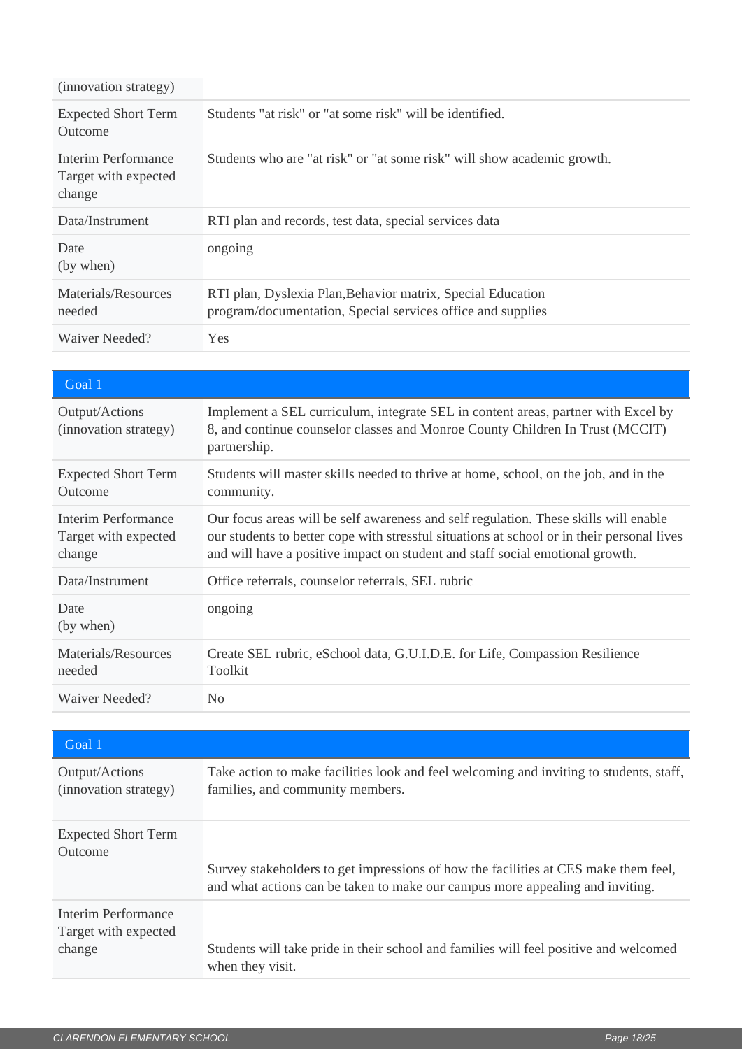| (innovation strategy) | |
|---|---|
| Expected Short Term Outcome | Students "at risk" or "at some risk" will be identified. |
| Interim Performance Target with expected change | Students who are "at risk" or "at some risk" will show academic growth. |
| Data/Instrument | RTI plan and records, test data, special services data |
| Date (by when) | ongoing |
| Materials/Resources needed | RTI plan, Dyslexia Plan,Behavior matrix, Special Education program/documentation, Special services office and supplies |
| Waiver Needed? | Yes |

| Goal 1 | |
|---|---|
| Output/Actions (innovation strategy) | Implement a SEL curriculum, integrate SEL in content areas, partner with Excel by 8, and continue counselor classes and Monroe County Children In Trust (MCCIT) partnership. |
| Expected Short Term Outcome | Students will master skills needed to thrive at home, school, on the job, and in the community. |
| Interim Performance Target with expected change | Our focus areas will be self awareness and self regulation. These skills will enable our students to better cope with stressful situations at school or in their personal lives and will have a positive impact on student and staff social emotional growth. |
| Data/Instrument | Office referrals, counselor referrals, SEL rubric |
| Date (by when) | ongoing |
| Materials/Resources needed | Create SEL rubric, eSchool data, G.U.I.D.E. for Life, Compassion Resilience Toolkit |
| Waiver Needed? | No |

| Goal 1 | |
|---|---|
| Output/Actions (innovation strategy) | Take action to make facilities look and feel welcoming and inviting to students, staff, families, and community members. |
| Expected Short Term Outcome | Survey stakeholders to get impressions of how the facilities at CES make them feel, and what actions can be taken to make our campus more appealing and inviting. |
| Interim Performance Target with expected change | Students will take pride in their school and families will feel positive and welcomed when they visit. |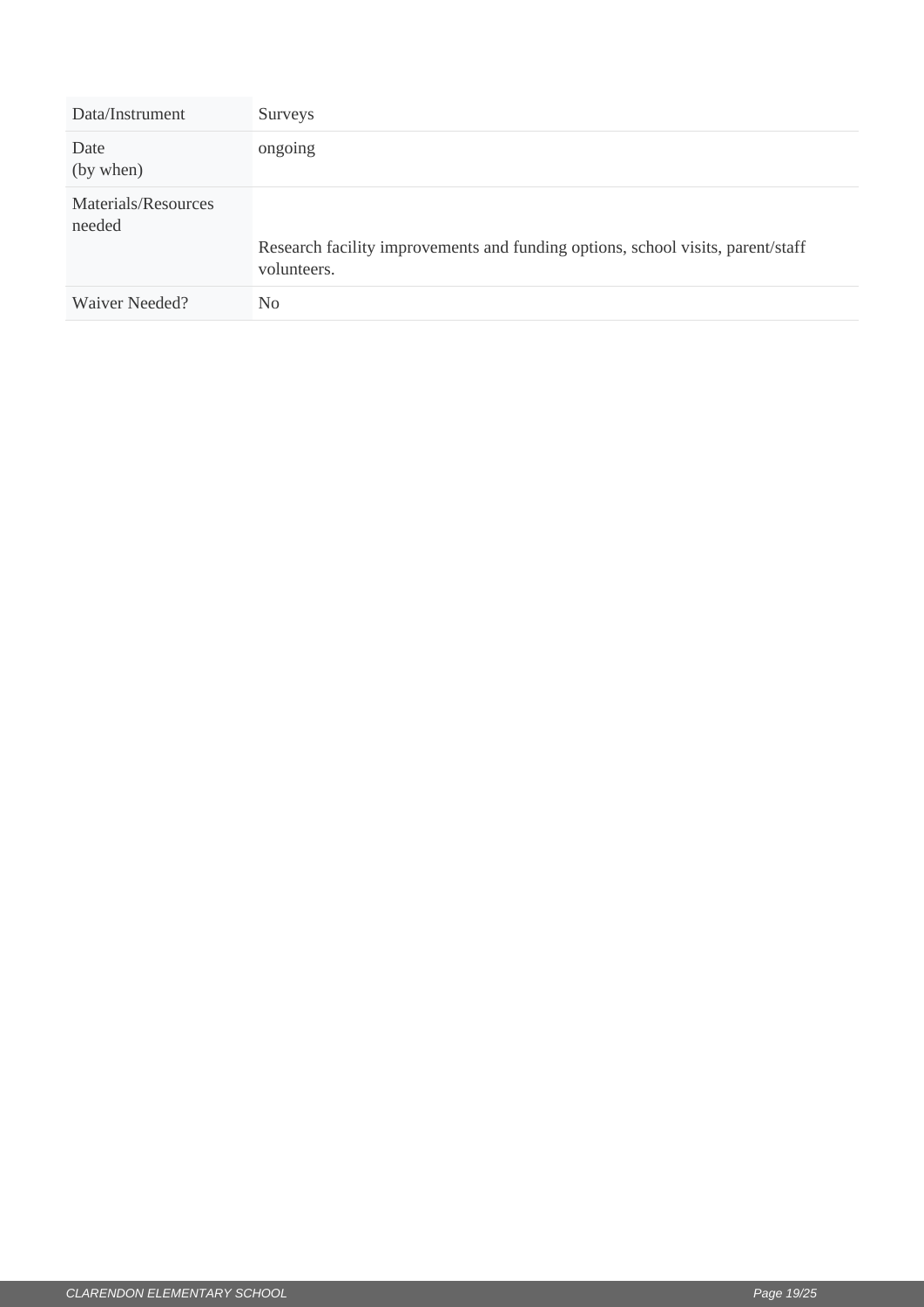| Data/Instrument | Surveys |
| --- | --- |
| Date (by when) | ongoing |
| Materials/Resources needed | Research facility improvements and funding options, school visits, parent/staff volunteers. |
| Waiver Needed? | No |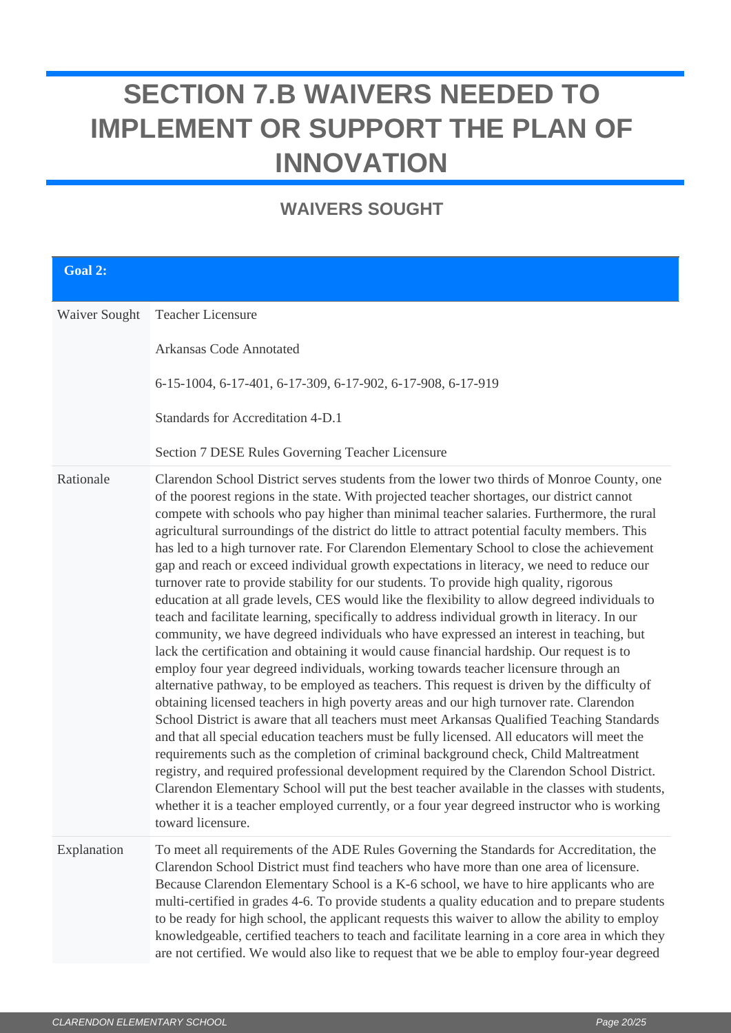# SECTION 7.B WAIVERS NEEDED TO IMPLEMENT OR SUPPORT THE PLAN OF INNOVATION

## WAIVERS SOUGHT

| **Goal 2:** | |
|---|---|
| Waiver Sought | Teacher Licensure<br><br>Arkansas Code Annotated<br><br>6-15-1004, 6-17-401, 6-17-309, 6-17-902, 6-17-908, 6-17-919<br><br>Standards for Accreditation 4-D.1<br><br>Section 7 DESE Rules Governing Teacher Licensure |
| Rationale | Clarendon School District serves students from the lower two thirds of Monroe County, one of the poorest regions in the state. With projected teacher shortages, our district cannot compete with schools who pay higher than minimal teacher salaries. Furthermore, the rural agricultural surroundings of the district do little to attract potential faculty members. This has led to a high turnover rate. For Clarendon Elementary School to close the achievement gap and reach or exceed individual growth expectations in literacy, we need to reduce our turnover rate to provide stability for our students. To provide high quality, rigorous education at all grade levels, CES would like the flexibility to allow degreed individuals to teach and facilitate learning, specifically to address individual growth in literacy. In our community, we have degreed individuals who have expressed an interest in teaching, but lack the certification and obtaining it would cause financial hardship. Our request is to employ four year degreed individuals, working towards teacher licensure through an alternative pathway, to be employed as teachers. This request is driven by the difficulty of obtaining licensed teachers in high poverty areas and our high turnover rate. Clarendon School District is aware that all teachers must meet Arkansas Qualified Teaching Standards and that all special education teachers must be fully licensed. All educators will meet the requirements such as the completion of criminal background check, Child Maltreatment registry, and required professional development required by the Clarendon School District. Clarendon Elementary School will put the best teacher available in the classes with students, whether it is a teacher employed currently, or a four year degreed instructor who is working toward licensure. |
| Explanation | To meet all requirements of the ADE Rules Governing the Standards for Accreditation, the Clarendon School District must find teachers who have more than one area of licensure. Because Clarendon Elementary School is a K-6 school, we have to hire applicants who are multi-certified in grades 4-6. To provide students a quality education and to prepare students to be ready for high school, the applicant requests this waiver to allow the ability to employ knowledgeable, certified teachers to teach and facilitate learning in a core area in which they are not certified. We would also like to request that we be able to employ four-year degreed |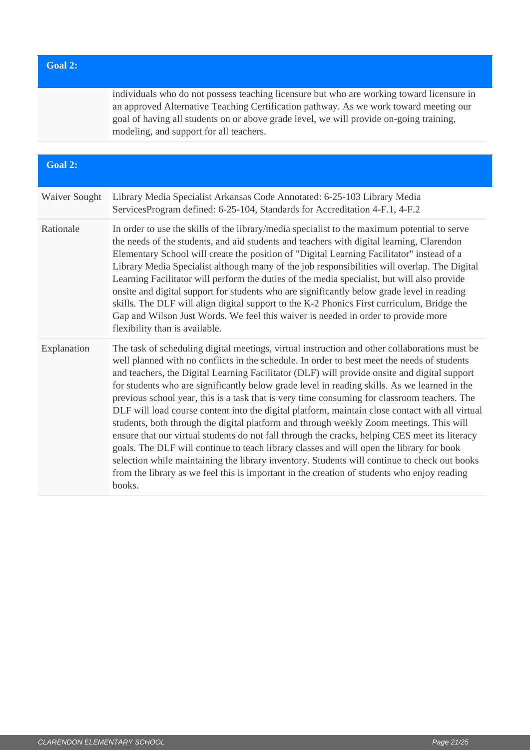| Goal 2: | |
|---|---|
| | individuals who do not possess teaching licensure but who are working toward licensure in an approved Alternative Teaching Certification pathway. As we work toward meeting our goal of having all students on or above grade level, we will provide on-going training, modeling, and support for all teachers. |

| Goal 2: | |
|---|---|
| Waiver Sought | Library Media Specialist Arkansas Code Annotated: 6-25-103 Library Media ServicesProgram defined: 6-25-104, Standards for Accreditation 4-F.1, 4-F.2 |
| Rationale | In order to use the skills of the library/media specialist to the maximum potential to serve the needs of the students, and aid students and teachers with digital learning, Clarendon Elementary School will create the position of "Digital Learning Facilitator" instead of a Library Media Specialist although many of the job responsibilities will overlap. The Digital Learning Facilitator will perform the duties of the media specialist, but will also provide onsite and digital support for students who are significantly below grade level in reading skills. The DLF will align digital support to the K-2 Phonics First curriculum, Bridge the Gap and Wilson Just Words. We feel this waiver is needed in order to provide more flexibility than is available. |
| Explanation | The task of scheduling digital meetings, virtual instruction and other collaborations must be well planned with no conflicts in the schedule. In order to best meet the needs of students and teachers, the Digital Learning Facilitator (DLF) will provide onsite and digital support for students who are significantly below grade level in reading skills. As we learned in the previous school year, this is a task that is very time consuming for classroom teachers. The DLF will load course content into the digital platform, maintain close contact with all virtual students, both through the digital platform and through weekly Zoom meetings. This will ensure that our virtual students do not fall through the cracks, helping CES meet its literacy goals. The DLF will continue to teach library classes and will open the library for book selection while maintaining the library inventory. Students will continue to check out books from the library as we feel this is important in the creation of students who enjoy reading books. |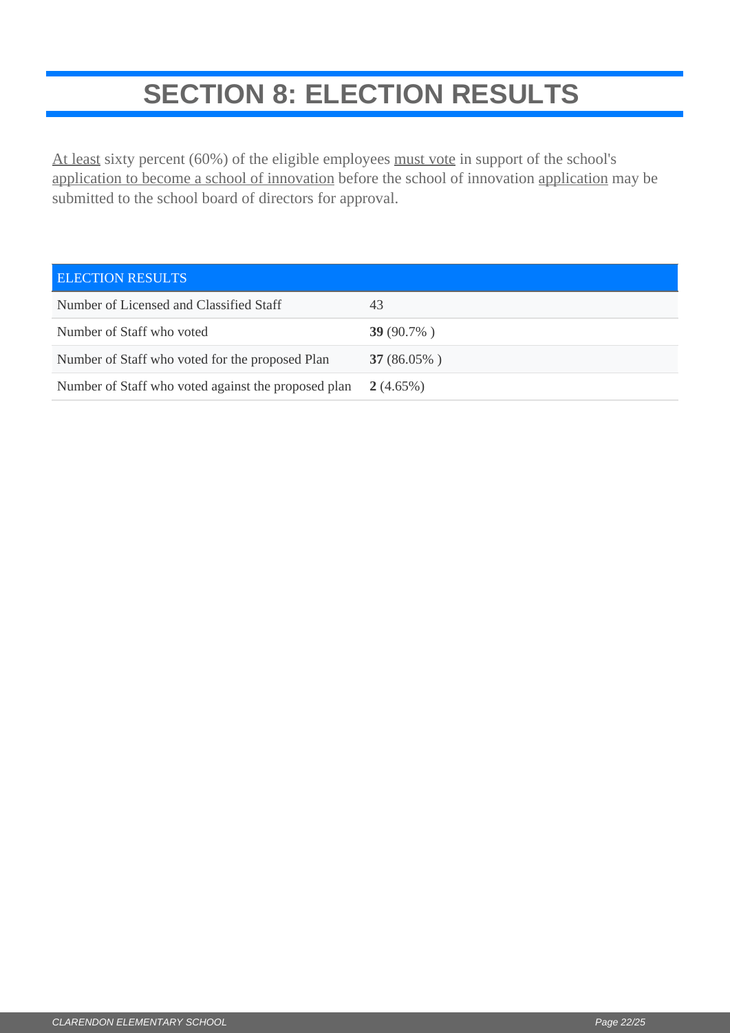# SECTION 8: ELECTION RESULTS

At least sixty percent (60%) of the eligible employees must vote in support of the school's application to become a school of innovation before the school of innovation application may be submitted to the school board of directors for approval.

| ELECTION RESULTS | |
|---|---|
| Number of Licensed and Classified Staff | 43 |
| Number of Staff who voted | **39** (90.7% ) |
| Number of Staff who voted for the proposed Plan | **37** (86.05% ) |
| Number of Staff who voted against the proposed plan | **2** (4.65%) |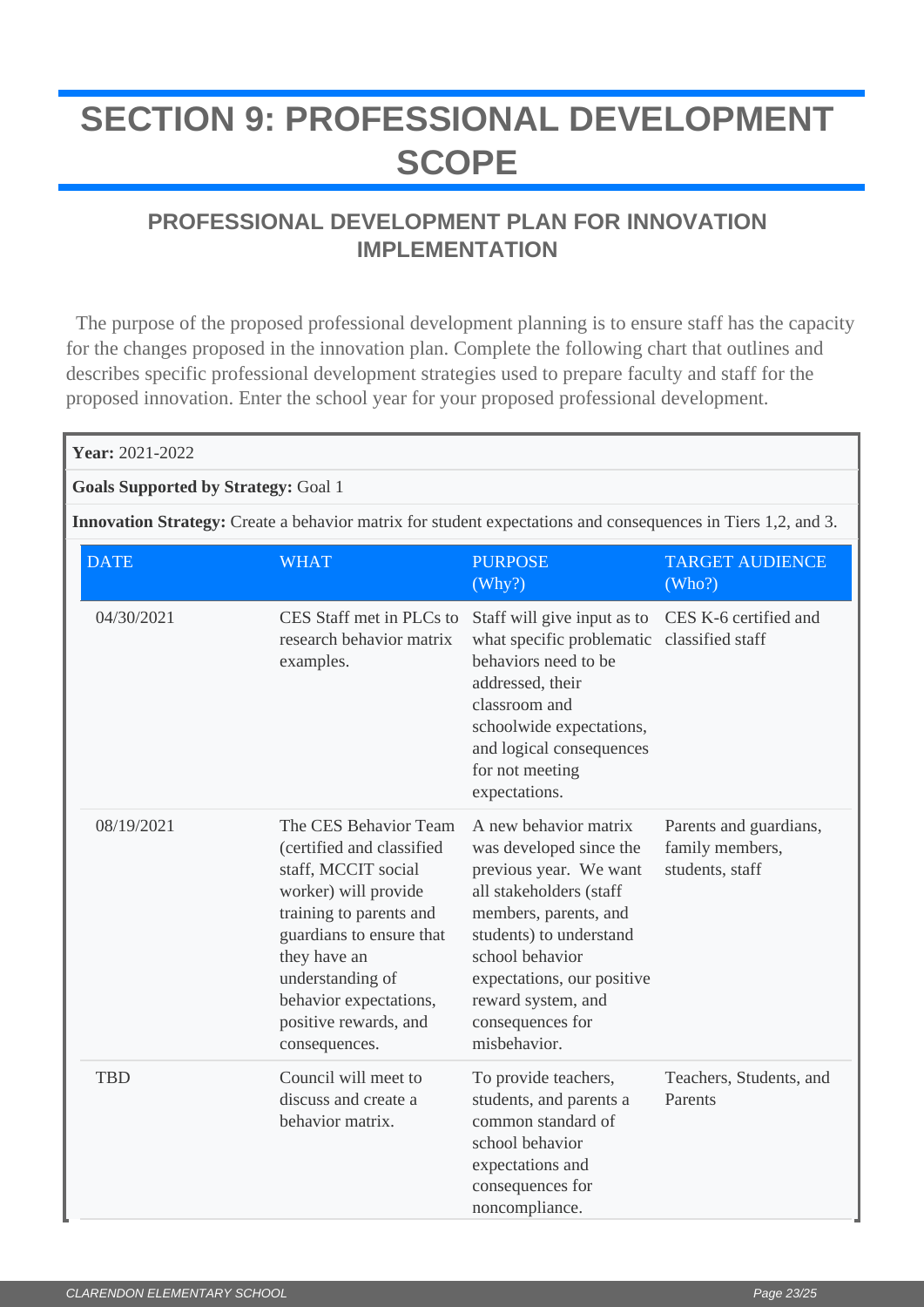# SECTION 9: PROFESSIONAL DEVELOPMENT SCOPE

## PROFESSIONAL DEVELOPMENT PLAN FOR INNOVATION IMPLEMENTATION

The purpose of the proposed professional development planning is to ensure staff has the capacity for the changes proposed in the innovation plan. Complete the following chart that outlines and describes specific professional development strategies used to prepare faculty and staff for the proposed innovation. Enter the school year for your proposed professional development.

**Year:** 2021-2022

**Goals Supported by Strategy:** Goal 1

**Innovation Strategy:** Create a behavior matrix for student expectations and consequences in Tiers 1,2, and 3.

| DATE | WHAT | PURPOSE (Why?) | TARGET AUDIENCE (Who?) |
|---|---|---|---|
| 04/30/2021 | CES Staff met in PLCs to research behavior matrix examples. | Staff will give input as to what specific problematic behaviors need to be addressed, their classroom and schoolwide expectations, and logical consequences for not meeting expectations. | CES K-6 certified and classified staff |
| 08/19/2021 | The CES Behavior Team (certified and classified staff, MCCIT social worker) will provide training to parents and guardians to ensure that they have an understanding of behavior expectations, positive rewards, and consequences. | A new behavior matrix was developed since the previous year. We want all stakeholders (staff members, parents, and students) to understand school behavior expectations, our positive reward system, and consequences for misbehavior. | Parents and guardians, family members, students, staff |
| TBD | Council will meet to discuss and create a behavior matrix. | To provide teachers, students, and parents a common standard of school behavior expectations and consequences for noncompliance. | Teachers, Students, and Parents |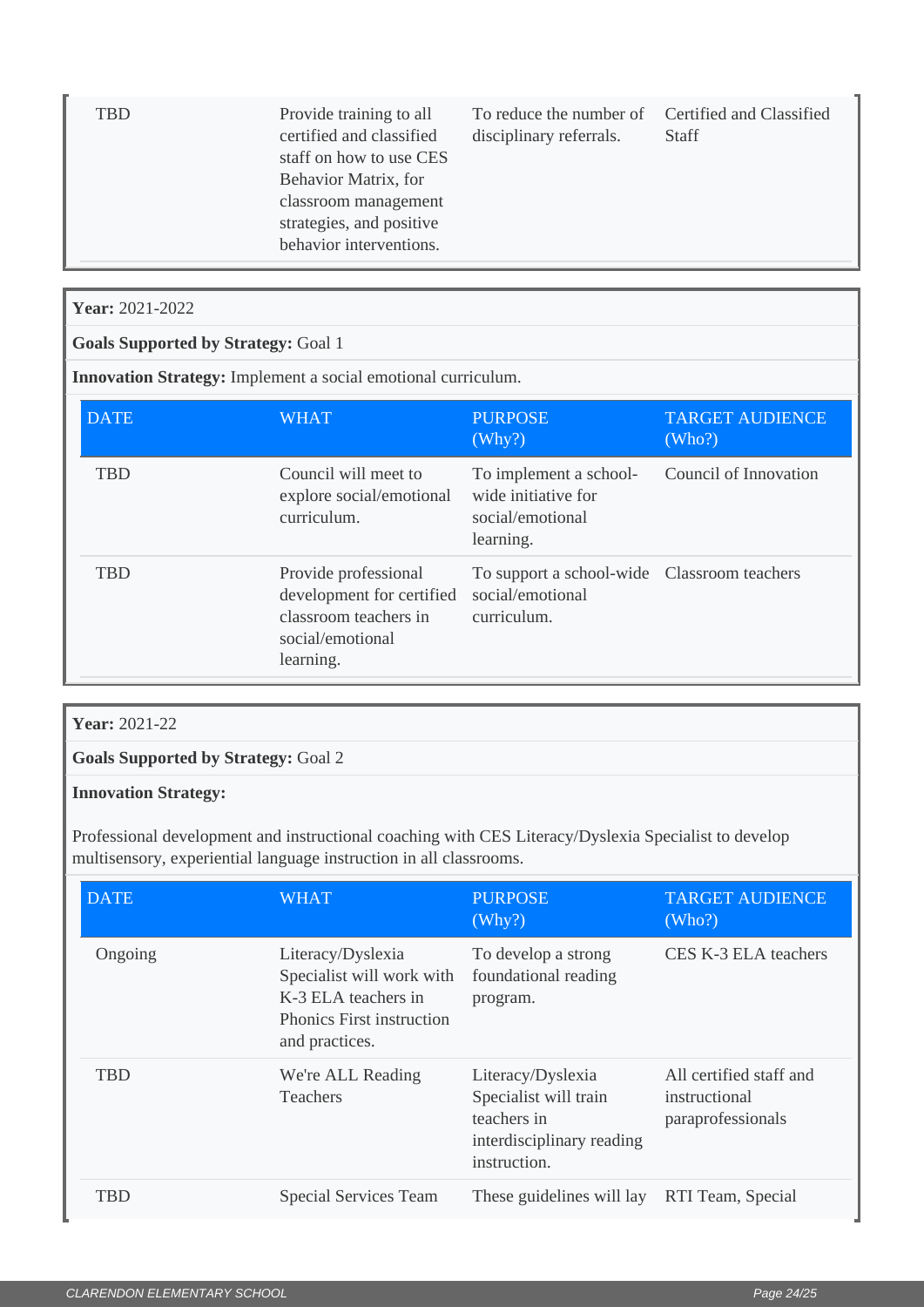| TBD | Provide training to all certified and classified staff on how to use CES Behavior Matrix, for classroom management strategies, and positive behavior interventions. | To reduce the number of disciplinary referrals. | Certified and Classified Staff |
|---|---|---|---|

**Year:** 2021-2022

**Goals Supported by Strategy:** Goal 1

**Innovation Strategy:** Implement a social emotional curriculum.

| DATE | WHAT | PURPOSE (Why?) | TARGET AUDIENCE (Who?) |
|---|---|---|---|
| TBD | Council will meet to explore social/emotional curriculum. | To implement a school-wide initiative for social/emotional learning. | Council of Innovation |
| TBD | Provide professional development for certified classroom teachers in social/emotional learning. | To support a school-wide social/emotional curriculum. | Classroom teachers |

**Year:** 2021-22

**Goals Supported by Strategy:** Goal 2

**Innovation Strategy:**

Professional development and instructional coaching with CES Literacy/Dyslexia Specialist to develop multisensory, experiential language instruction in all classrooms.

| DATE | WHAT | PURPOSE (Why?) | TARGET AUDIENCE (Who?) |
|---|---|---|---|
| Ongoing | Literacy/Dyslexia Specialist will work with K-3 ELA teachers in Phonics First instruction and practices. | To develop a strong foundational reading program. | CES K-3 ELA teachers |
| TBD | We're ALL Reading Teachers | Literacy/Dyslexia Specialist will train teachers in interdisciplinary reading instruction. | All certified staff and instructional paraprofessionals |
| TBD | Special Services Team | These guidelines will lay | RTI Team, Special |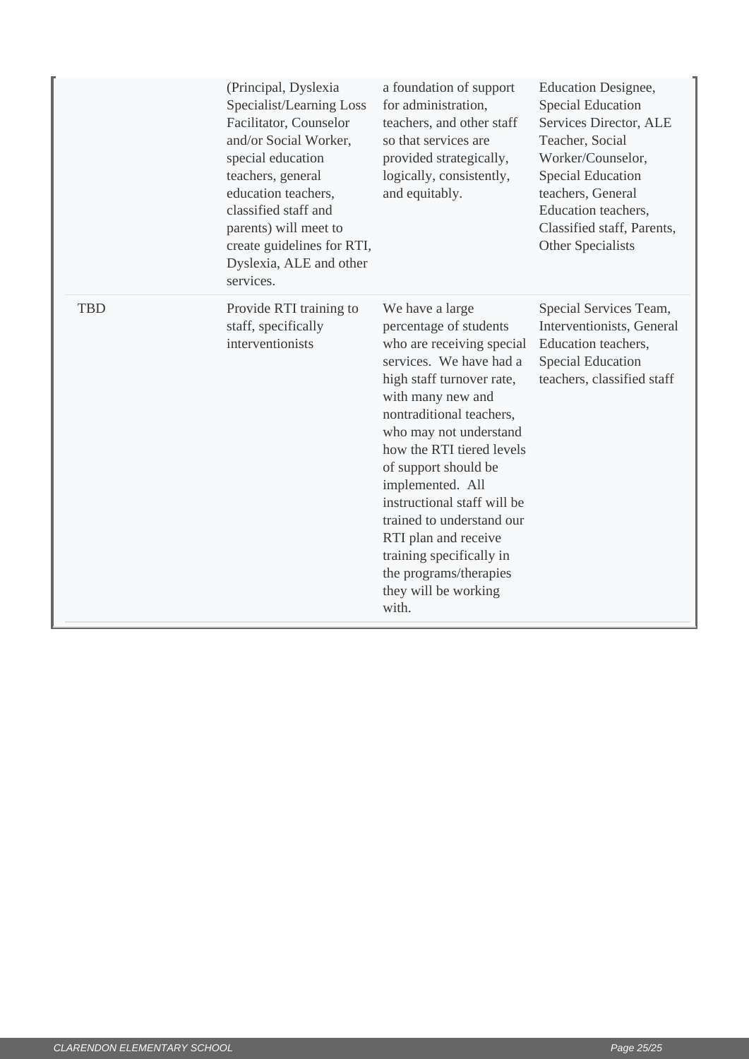| | | | |
|---|---|---|---|
| | (Principal, Dyslexia Specialist/Learning Loss Facilitator, Counselor and/or Social Worker, special education teachers, general education teachers, classified staff and parents) will meet to create guidelines for RTI, Dyslexia, ALE and other services. | a foundation of support for administration, teachers, and other staff so that services are provided strategically, logically, consistently, and equitably. | Education Designee, Special Education Services Director, ALE Teacher, Social Worker/Counselor, Special Education teachers, General Education teachers, Classified staff, Parents, Other Specialists |
| TBD | Provide RTI training to staff, specifically interventionists | We have a large percentage of students who are receiving special services. We have had a high staff turnover rate, with many new and nontraditional teachers, who may not understand how the RTI tiered levels of support should be implemented. All instructional staff will be trained to understand our RTI plan and receive training specifically in the programs/therapies they will be working with. | Special Services Team, Interventionists, General Education teachers, Special Education teachers, classified staff |